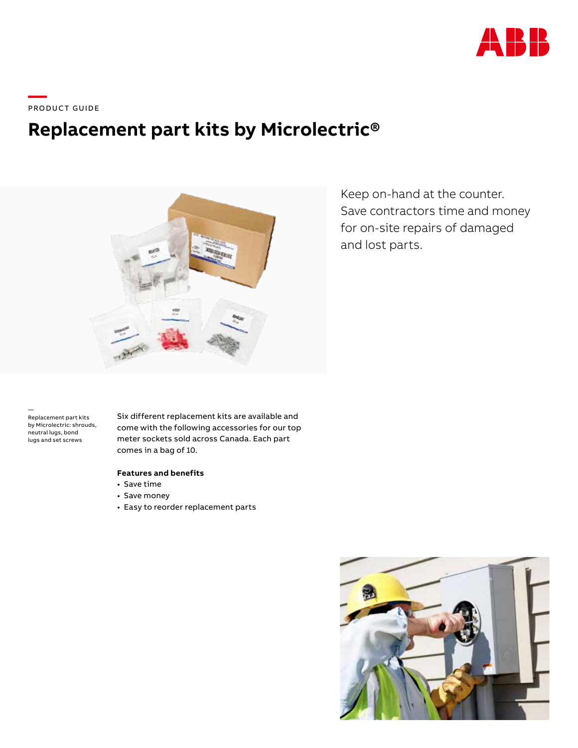PRODUCT GUIDE

# Replacement part kits by Microlectric®

Keep on-hand at the counter. Save contractors time and money for on-site repairs of damaged and lost parts.

Replacement part kits by Microlectric: shrouds, neutral lugs, bond lugs and set screws

Six different replacement kits are available and come with the following accessories for our top meter sockets sold across Canada. Each part comes in a bag of 10.

**Features and benefits**

- Save time
- Save money
- Easy to reorder replacement parts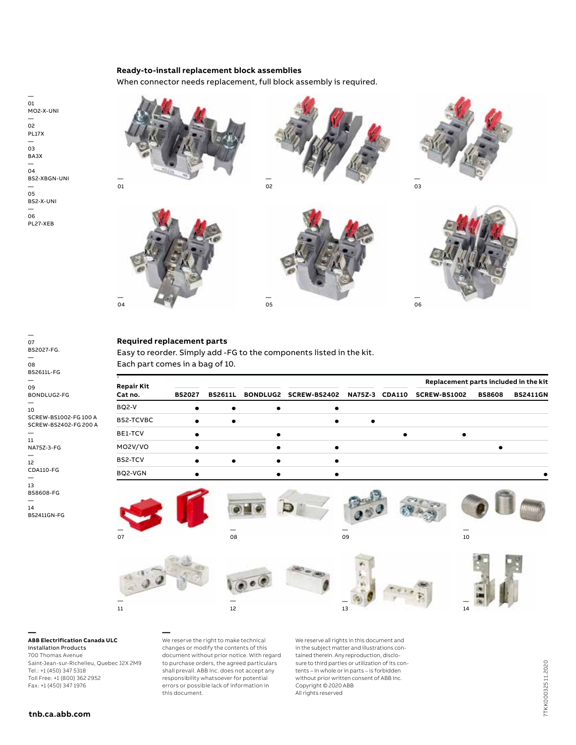01 MO2-X-UNI

02 PL17X

03 BA3X

04 BS2-XBGN-UNI

05 BS2-X-UNI

06 PL27-XEB

### Ready-to-install replacement block assemblies

When connector needs replacement, full block assembly is required.

01

02

03

04

05

06

07 BS2027-FG.

08 BS2611L-FG

09 BONDLUG2-FG

10 SCREW-BS1002-FG 100 A
SCREW-BS2402-FG 200 A

11 NA75Z-3-FG

12 CDA110-FG

13 BS8608-FG

14 BS2411GN-FG

### Required replacement parts

Easy to reorder. Simply add -FG to the components listed in the kit.
Each part comes in a bag of 10.

| Repair Kit | Replacement parts included in the kit | | | | | | | | |
|---|---|---|---|---|---|---|---|---|---|
| Cat no. | BS2027 | BS2611L | BONDLUG2 | SCREW-BS2402 | NA75Z-3 | CDA110 | SCREW-BS1002 | BS8608 | BS2411GN |
| BQ2-V | ● | ● | ● | ● | | | | | |
| BS2-TCVBC | ● | ● | | ● | ● | | | | |
| BE1-TCV | ● | | ● | | | ● | ● | | |
| MO2V/VO | ● | | ● | ● | | | | ● | |
| BS2-TCV | ● | ● | ● | ● | | | | | |
| BQ2-VGN | ● | | ● | ● | | | | | ● |

07

08

09

10

11

12

13

14

**ABB Electrification Canada ULC**
Installation Products
700 Thomas Avenue
Saint-Jean-sur-Richelieu, Quebec J2X 2M9
Tel.: +1 (450) 347 5318
Toll Free: +1 (800) 362 2952
Fax: +1 (450) 347 1976

We reserve the right to make technical changes or modify the contents of this document without prior notice. With regard to purchase orders, the agreed particulars shall prevail. ABB Inc. does not accept any responsibility whatsoever for potential errors or possible lack of information in this document.

We reserve all rights in this document and in the subject matter and illustrations contained therein. Any reproduction, disclosure to third parties or utilization of its contents – in whole or in parts – is forbidden without prior written consent of ABB Inc.
Copyright © 2020 ABB
All rights reserved

**tnb.ca.abb.com**

7TKK000325 11.2020